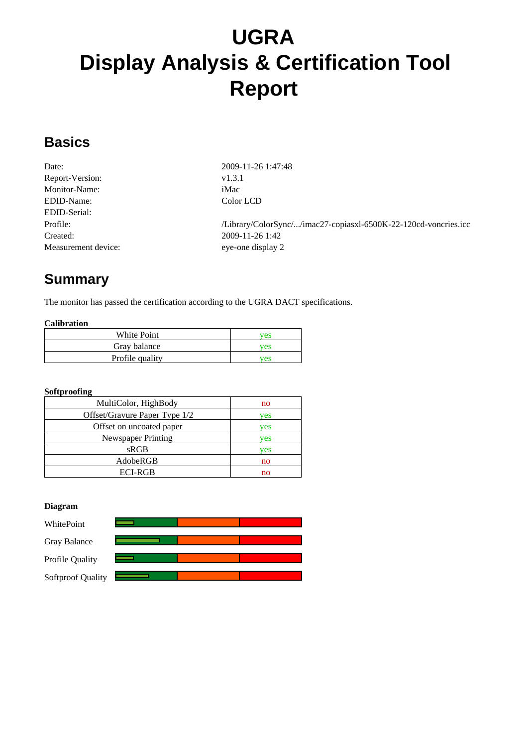# UGRA
# Display Analysis & Certification Tool
# Report

## Basics

| | |
|---|---|
| Date: | 2009-11-26 1:47:48 |
| Report-Version: | v1.3.1 |
| Monitor-Name: | iMac |
| EDID-Name: | Color LCD |
| EDID-Serial: | |
| Profile: | /Library/ColorSync/.../imac27-copiasxl-6500K-22-120cd-voncries.icc |
| Created: | 2009-11-26 1:42 |
| Measurement device: | eye-one display 2 |

## Summary

The monitor has passed the certification according to the UGRA DACT specifications.

**Calibration**

| | |
|---|---|
| White Point | yes |
| Gray balance | yes |
| Profile quality | yes |

**Softproofing**

| | |
|---|---|
| MultiColor, HighBody | no |
| Offset/Gravure Paper Type 1/2 | yes |
| Offset on uncoated paper | yes |
| Newspaper Printing | yes |
| sRGB | yes |
| AdobeRGB | no |
| ECI-RGB | no |

**Diagram**

WhitePoint

Gray Balance

Profile Quality

Softproof Quality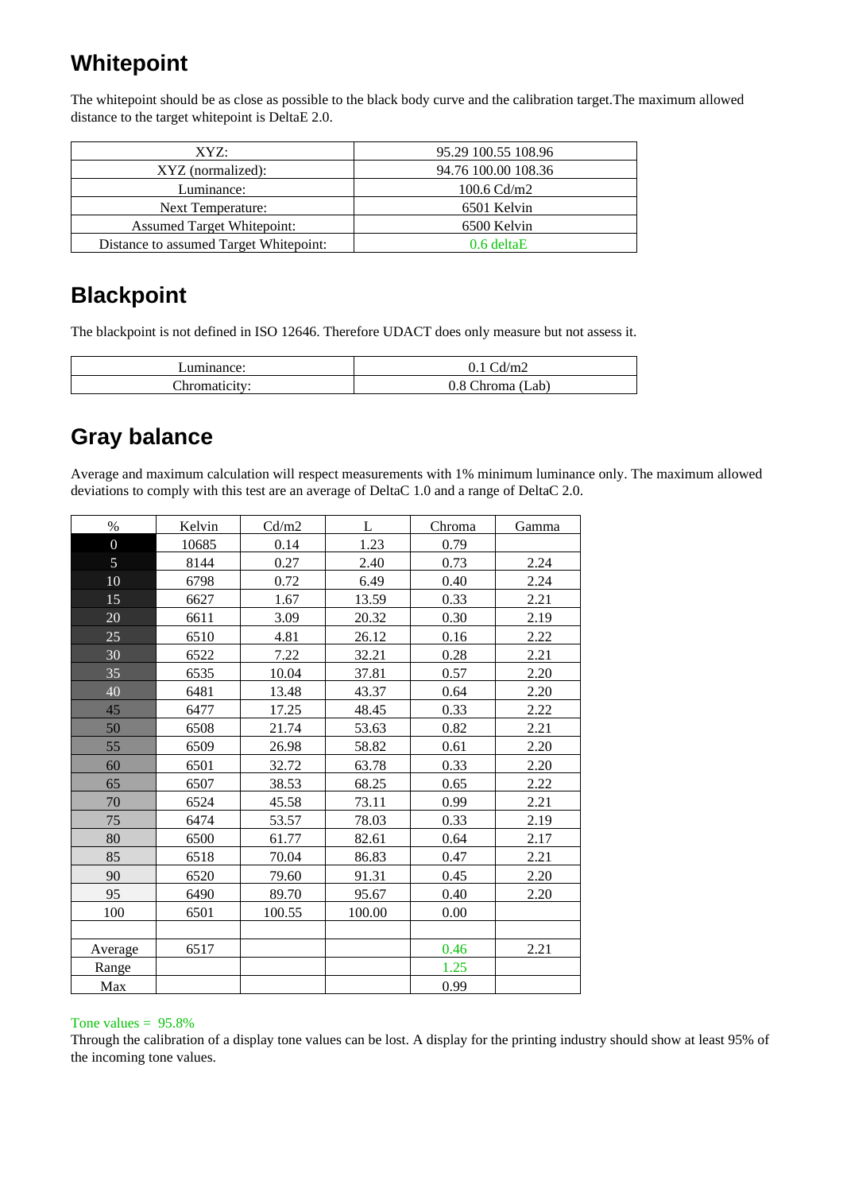## Whitepoint

The whitepoint should be as close as possible to the black body curve and the calibration target.The maximum allowed distance to the target whitepoint is DeltaE 2.0.

| | |
|---|---|
| XYZ: | 95.29 100.55 108.96 |
| XYZ (normalized): | 94.76 100.00 108.36 |
| Luminance: | 100.6 Cd/m2 |
| Next Temperature: | 6501 Kelvin |
| Assumed Target Whitepoint: | 6500 Kelvin |
| Distance to assumed Target Whitepoint: | 0.6 deltaE |

## Blackpoint

The blackpoint is not defined in ISO 12646. Therefore UDACT does only measure but not assess it.

| | |
|---|---|
| Luminance: | 0.1 Cd/m2 |
| Chromaticity: | 0.8 Chroma (Lab) |

## Gray balance

Average and maximum calculation will respect measurements with 1% minimum luminance only. The maximum allowed deviations to comply with this test are an average of DeltaC 1.0 and a range of DeltaC 2.0.

| % | Kelvin | Cd/m2 | L | Chroma | Gamma |
|---|---|---|---|---|---|
| 0 | 10685 | 0.14 | 1.23 | 0.79 | |
| 5 | 8144 | 0.27 | 2.40 | 0.73 | 2.24 |
| 10 | 6798 | 0.72 | 6.49 | 0.40 | 2.24 |
| 15 | 6627 | 1.67 | 13.59 | 0.33 | 2.21 |
| 20 | 6611 | 3.09 | 20.32 | 0.30 | 2.19 |
| 25 | 6510 | 4.81 | 26.12 | 0.16 | 2.22 |
| 30 | 6522 | 7.22 | 32.21 | 0.28 | 2.21 |
| 35 | 6535 | 10.04 | 37.81 | 0.57 | 2.20 |
| 40 | 6481 | 13.48 | 43.37 | 0.64 | 2.20 |
| 45 | 6477 | 17.25 | 48.45 | 0.33 | 2.22 |
| 50 | 6508 | 21.74 | 53.63 | 0.82 | 2.21 |
| 55 | 6509 | 26.98 | 58.82 | 0.61 | 2.20 |
| 60 | 6501 | 32.72 | 63.78 | 0.33 | 2.20 |
| 65 | 6507 | 38.53 | 68.25 | 0.65 | 2.22 |
| 70 | 6524 | 45.58 | 73.11 | 0.99 | 2.21 |
| 75 | 6474 | 53.57 | 78.03 | 0.33 | 2.19 |
| 80 | 6500 | 61.77 | 82.61 | 0.64 | 2.17 |
| 85 | 6518 | 70.04 | 86.83 | 0.47 | 2.21 |
| 90 | 6520 | 79.60 | 91.31 | 0.45 | 2.20 |
| 95 | 6490 | 89.70 | 95.67 | 0.40 | 2.20 |
| 100 | 6501 | 100.55 | 100.00 | 0.00 | |
| | | | | | |
| Average | 6517 | | | 0.46 | 2.21 |
| Range | | | | 1.25 | |
| Max | | | | 0.99 | |

Tone values = 95.8%

Through the calibration of a display tone values can be lost. A display for the printing industry should show at least 95% of the incoming tone values.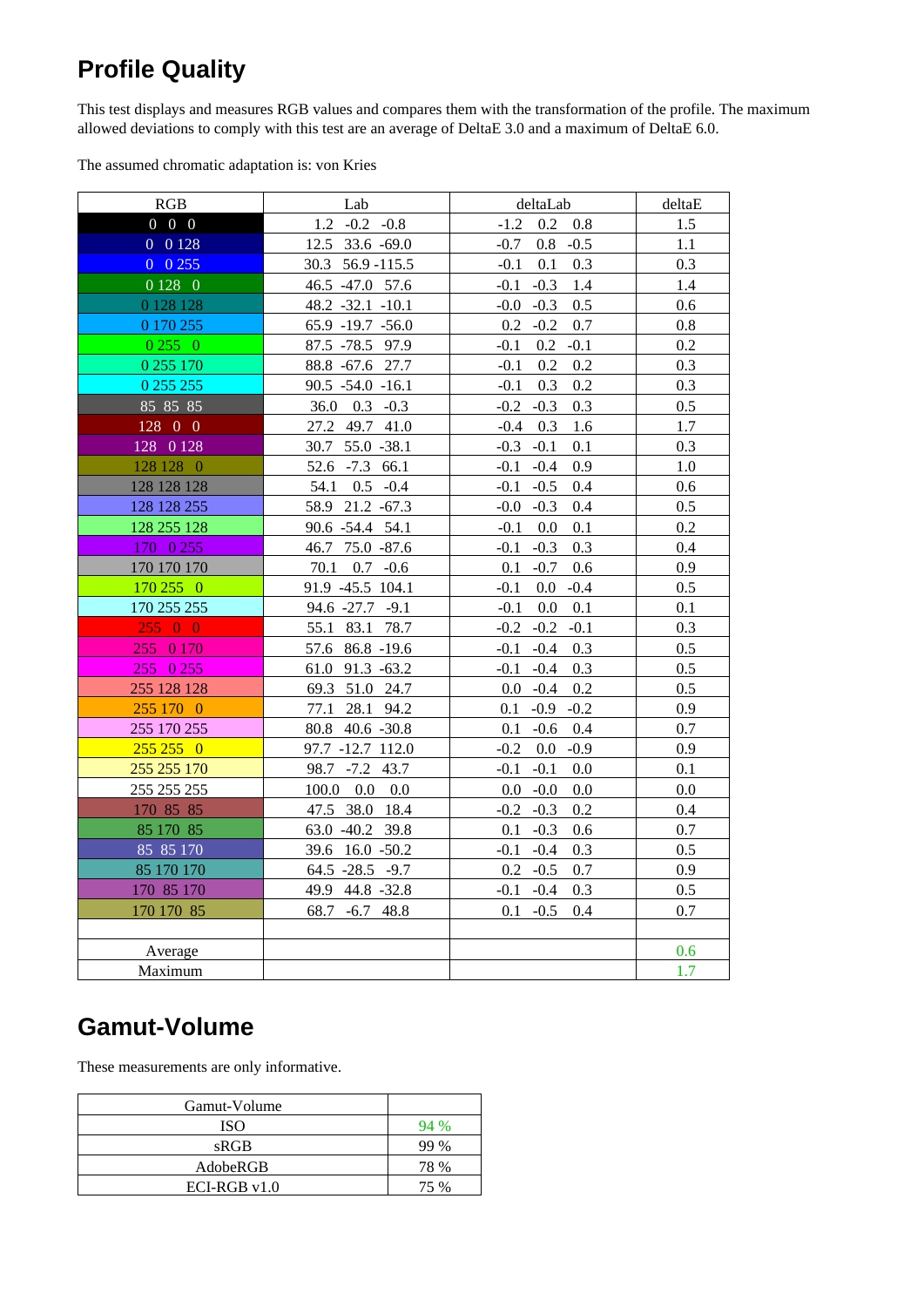## Profile Quality

This test displays and measures RGB values and compares them with the transformation of the profile. The maximum allowed deviations to comply with this test are an average of DeltaE 3.0 and a maximum of DeltaE 6.0.

The assumed chromatic adaptation is: von Kries

| RGB | Lab | deltaLab | deltaE |
|---|---|---|---|
| 0 0 0 | 1.2 -0.2 -0.8 | -1.2 0.2 0.8 | 1.5 |
| 0 0 128 | 12.5 33.6 -69.0 | -0.7 0.8 -0.5 | 1.1 |
| 0 0 255 | 30.3 56.9 -115.5 | -0.1 0.1 0.3 | 0.3 |
| 0 128 0 | 46.5 -47.0 57.6 | -0.1 -0.3 1.4 | 1.4 |
| 0 128 128 | 48.2 -32.1 -10.1 | -0.0 -0.3 0.5 | 0.6 |
| 0 170 255 | 65.9 -19.7 -56.0 | 0.2 -0.2 0.7 | 0.8 |
| 0 255 0 | 87.5 -78.5 97.9 | -0.1 0.2 -0.1 | 0.2 |
| 0 255 170 | 88.8 -67.6 27.7 | -0.1 0.2 0.2 | 0.3 |
| 0 255 255 | 90.5 -54.0 -16.1 | -0.1 0.3 0.2 | 0.3 |
| 85 85 85 | 36.0 0.3 -0.3 | -0.2 -0.3 0.3 | 0.5 |
| 128 0 0 | 27.2 49.7 41.0 | -0.4 0.3 1.6 | 1.7 |
| 128 0 128 | 30.7 55.0 -38.1 | -0.3 -0.1 0.1 | 0.3 |
| 128 128 0 | 52.6 -7.3 66.1 | -0.1 -0.4 0.9 | 1.0 |
| 128 128 128 | 54.1 0.5 -0.4 | -0.1 -0.5 0.4 | 0.6 |
| 128 128 255 | 58.9 21.2 -67.3 | -0.0 -0.3 0.4 | 0.5 |
| 128 255 128 | 90.6 -54.4 54.1 | -0.1 0.0 0.1 | 0.2 |
| 170 0 255 | 46.7 75.0 -87.6 | -0.1 -0.3 0.3 | 0.4 |
| 170 170 170 | 70.1 0.7 -0.6 | 0.1 -0.7 0.6 | 0.9 |
| 170 255 0 | 91.9 -45.5 104.1 | -0.1 0.0 -0.4 | 0.5 |
| 170 255 255 | 94.6 -27.7 -9.1 | -0.1 0.0 0.1 | 0.1 |
| 255 0 0 | 55.1 83.1 78.7 | -0.2 -0.2 -0.1 | 0.3 |
| 255 0 170 | 57.6 86.8 -19.6 | -0.1 -0.4 0.3 | 0.5 |
| 255 0 255 | 61.0 91.3 -63.2 | -0.1 -0.4 0.3 | 0.5 |
| 255 128 128 | 69.3 51.0 24.7 | 0.0 -0.4 0.2 | 0.5 |
| 255 170 0 | 77.1 28.1 94.2 | 0.1 -0.9 -0.2 | 0.9 |
| 255 170 255 | 80.8 40.6 -30.8 | 0.1 -0.6 0.4 | 0.7 |
| 255 255 0 | 97.7 -12.7 112.0 | -0.2 0.0 -0.9 | 0.9 |
| 255 255 170 | 98.7 -7.2 43.7 | -0.1 -0.1 0.0 | 0.1 |
| 255 255 255 | 100.0 0.0 0.0 | 0.0 -0.0 0.0 | 0.0 |
| 170 85 85 | 47.5 38.0 18.4 | -0.2 -0.3 0.2 | 0.4 |
| 85 170 85 | 63.0 -40.2 39.8 | 0.1 -0.3 0.6 | 0.7 |
| 85 85 170 | 39.6 16.0 -50.2 | -0.1 -0.4 0.3 | 0.5 |
| 85 170 170 | 64.5 -28.5 -9.7 | 0.2 -0.5 0.7 | 0.9 |
| 170 85 170 | 49.9 44.8 -32.8 | -0.1 -0.4 0.3 | 0.5 |
| 170 170 85 | 68.7 -6.7 48.8 | 0.1 -0.5 0.4 | 0.7 |
| | | | |
| Average | | | 0.6 |
| Maximum | | | 1.7 |

## Gamut-Volume

These measurements are only informative.

| Gamut-Volume | |
|---|---|
| ISO | 94 % |
| sRGB | 99 % |
| AdobeRGB | 78 % |
| ECI-RGB v1.0 | 75 % |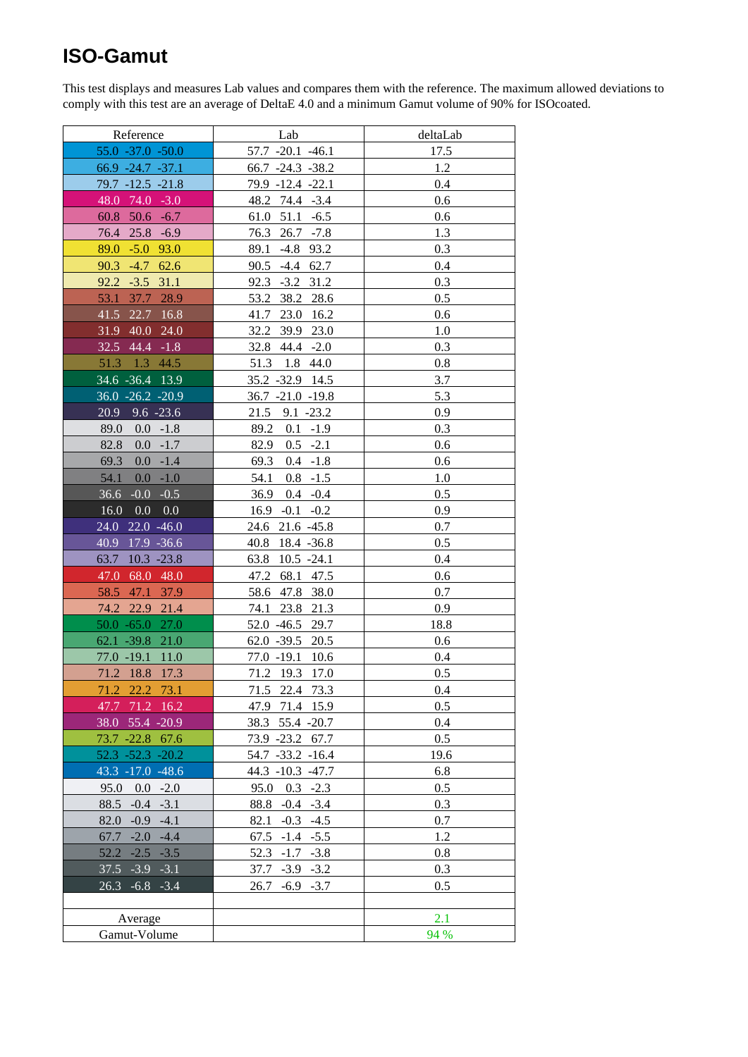# ISO-Gamut

This test displays and measures Lab values and compares them with the reference. The maximum allowed deviations to comply with this test are an average of DeltaE 4.0 and a minimum Gamut volume of 90% for ISOcoated.

| Reference | Lab | deltaLab |
|---|---|---|
| 55.0 -37.0 -50.0 | 57.7 -20.1 -46.1 | 17.5 |
| 66.9 -24.7 -37.1 | 66.7 -24.3 -38.2 | 1.2 |
| 79.7 -12.5 -21.8 | 79.9 -12.4 -22.1 | 0.4 |
| 48.0 74.0 -3.0 | 48.2 74.4 -3.4 | 0.6 |
| 60.8 50.6 -6.7 | 61.0 51.1 -6.5 | 0.6 |
| 76.4 25.8 -6.9 | 76.3 26.7 -7.8 | 1.3 |
| 89.0 -5.0 93.0 | 89.1 -4.8 93.2 | 0.3 |
| 90.3 -4.7 62.6 | 90.5 -4.4 62.7 | 0.4 |
| 92.2 -3.5 31.1 | 92.3 -3.2 31.2 | 0.3 |
| 53.1 37.7 28.9 | 53.2 38.2 28.6 | 0.5 |
| 41.5 22.7 16.8 | 41.7 23.0 16.2 | 0.6 |
| 31.9 40.0 24.0 | 32.2 39.9 23.0 | 1.0 |
| 32.5 44.4 -1.8 | 32.8 44.4 -2.0 | 0.3 |
| 51.3 1.3 44.5 | 51.3 1.8 44.0 | 0.8 |
| 34.6 -36.4 13.9 | 35.2 -32.9 14.5 | 3.7 |
| 36.0 -26.2 -20.9 | 36.7 -21.0 -19.8 | 5.3 |
| 20.9 9.6 -23.6 | 21.5 9.1 -23.2 | 0.9 |
| 89.0 0.0 -1.8 | 89.2 0.1 -1.9 | 0.3 |
| 82.8 0.0 -1.7 | 82.9 0.5 -2.1 | 0.6 |
| 69.3 0.0 -1.4 | 69.3 0.4 -1.8 | 0.6 |
| 54.1 0.0 -1.0 | 54.1 0.8 -1.5 | 1.0 |
| 36.6 -0.0 -0.5 | 36.9 0.4 -0.4 | 0.5 |
| 16.0 0.0 0.0 | 16.9 -0.1 -0.2 | 0.9 |
| 24.0 22.0 -46.0 | 24.6 21.6 -45.8 | 0.7 |
| 40.9 17.9 -36.6 | 40.8 18.4 -36.8 | 0.5 |
| 63.7 10.3 -23.8 | 63.8 10.5 -24.1 | 0.4 |
| 47.0 68.0 48.0 | 47.2 68.1 47.5 | 0.6 |
| 58.5 47.1 37.9 | 58.6 47.8 38.0 | 0.7 |
| 74.2 22.9 21.4 | 74.1 23.8 21.3 | 0.9 |
| 50.0 -65.0 27.0 | 52.0 -46.5 29.7 | 18.8 |
| 62.1 -39.8 21.0 | 62.0 -39.5 20.5 | 0.6 |
| 77.0 -19.1 11.0 | 77.0 -19.1 10.6 | 0.4 |
| 71.2 18.8 17.3 | 71.2 19.3 17.0 | 0.5 |
| 71.2 22.2 73.1 | 71.5 22.4 73.3 | 0.4 |
| 47.7 71.2 16.2 | 47.9 71.4 15.9 | 0.5 |
| 38.0 55.4 -20.9 | 38.3 55.4 -20.7 | 0.4 |
| 73.7 -22.8 67.6 | 73.9 -23.2 67.7 | 0.5 |
| 52.3 -52.3 -20.2 | 54.7 -33.2 -16.4 | 19.6 |
| 43.3 -17.0 -48.6 | 44.3 -10.3 -47.7 | 6.8 |
| 95.0 0.0 -2.0 | 95.0 0.3 -2.3 | 0.5 |
| 88.5 -0.4 -3.1 | 88.8 -0.4 -3.4 | 0.3 |
| 82.0 -0.9 -4.1 | 82.1 -0.3 -4.5 | 0.7 |
| 67.7 -2.0 -4.4 | 67.5 -1.4 -5.5 | 1.2 |
| 52.2 -2.5 -3.5 | 52.3 -1.7 -3.8 | 0.8 |
| 37.5 -3.9 -3.1 | 37.7 -3.9 -3.2 | 0.3 |
| 26.3 -6.8 -3.4 | 26.7 -6.9 -3.7 | 0.5 |
| | | |
| Average | | 2.1 |
| Gamut-Volume | | 94 % |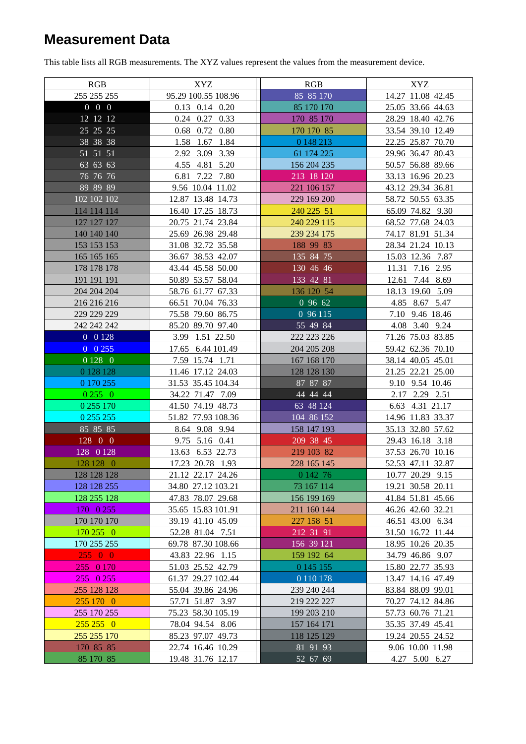# Measurement Data

This table lists all RGB measurements. The XYZ values represent the values from the measurement device.

| RGB | XYZ | RGB | XYZ |
|---|---|---|---|
| 255 255 255 | 95.29 100.55 108.96 | 85 85 170 | 14.27 11.08 42.45 |
| 0 0 0 | 0.13 0.14 0.20 | 85 170 170 | 25.05 33.66 44.63 |
| 12 12 12 | 0.24 0.27 0.33 | 170 85 170 | 28.29 18.40 42.76 |
| 25 25 25 | 0.68 0.72 0.80 | 170 170 85 | 33.54 39.10 12.49 |
| 38 38 38 | 1.58 1.67 1.84 | 0 148 213 | 22.25 25.87 70.70 |
| 51 51 51 | 2.92 3.09 3.39 | 61 174 225 | 29.96 36.47 80.43 |
| 63 63 63 | 4.55 4.81 5.20 | 156 204 235 | 50.57 56.88 89.66 |
| 76 76 76 | 6.81 7.22 7.80 | 213 18 120 | 33.13 16.96 20.23 |
| 89 89 89 | 9.56 10.04 11.02 | 221 106 157 | 43.12 29.34 36.81 |
| 102 102 102 | 12.87 13.48 14.73 | 229 169 200 | 58.72 50.55 63.35 |
| 114 114 114 | 16.40 17.25 18.73 | 240 225 51 | 65.09 74.82 9.30 |
| 127 127 127 | 20.75 21.74 23.84 | 240 229 115 | 68.52 77.68 24.03 |
| 140 140 140 | 25.69 26.98 29.48 | 239 234 175 | 74.17 81.91 51.34 |
| 153 153 153 | 31.08 32.72 35.58 | 188 99 83 | 28.34 21.24 10.13 |
| 165 165 165 | 36.67 38.53 42.07 | 135 84 75 | 15.03 12.36 7.87 |
| 178 178 178 | 43.44 45.58 50.00 | 130 46 46 | 11.31 7.16 2.95 |
| 191 191 191 | 50.89 53.57 58.04 | 133 42 81 | 12.61 7.44 8.69 |
| 204 204 204 | 58.76 61.77 67.33 | 136 120 54 | 18.13 19.60 5.09 |
| 216 216 216 | 66.51 70.04 76.33 | 0 96 62 | 4.85 8.67 5.47 |
| 229 229 229 | 75.58 79.60 86.75 | 0 96 115 | 7.10 9.46 18.46 |
| 242 242 242 | 85.20 89.70 97.40 | 55 49 84 | 4.08 3.40 9.24 |
| 0 0 128 | 3.99 1.51 22.50 | 222 223 226 | 71.26 75.03 83.85 |
| 0 0 255 | 17.65 6.44 101.49 | 204 205 208 | 59.42 62.36 70.10 |
| 0 128 0 | 7.59 15.74 1.71 | 167 168 170 | 38.14 40.05 45.01 |
| 0 128 128 | 11.46 17.12 24.03 | 128 128 130 | 21.25 22.21 25.00 |
| 0 170 255 | 31.53 35.45 104.34 | 87 87 87 | 9.10 9.54 10.46 |
| 0 255 0 | 34.22 71.47 7.09 | 44 44 44 | 2.17 2.29 2.51 |
| 0 255 170 | 41.50 74.19 48.73 | 63 48 124 | 6.63 4.31 21.17 |
| 0 255 255 | 51.82 77.93 108.36 | 104 86 152 | 14.96 11.83 33.37 |
| 85 85 85 | 8.64 9.08 9.94 | 158 147 193 | 35.13 32.80 57.62 |
| 128 0 0 | 9.75 5.16 0.41 | 209 38 45 | 29.43 16.18 3.18 |
| 128 0 128 | 13.63 6.53 22.73 | 219 103 82 | 37.53 26.70 10.16 |
| 128 128 0 | 17.23 20.78 1.93 | 228 165 145 | 52.53 47.11 32.87 |
| 128 128 128 | 21.12 22.17 24.26 | 0 142 76 | 10.77 20.29 9.15 |
| 128 128 255 | 34.80 27.12 103.21 | 73 167 114 | 19.21 30.58 20.11 |
| 128 255 128 | 47.83 78.07 29.68 | 156 199 169 | 41.84 51.81 45.66 |
| 170 0 255 | 35.65 15.83 101.91 | 211 160 144 | 46.26 42.60 32.21 |
| 170 170 170 | 39.19 41.10 45.09 | 227 158 51 | 46.51 43.00 6.34 |
| 170 255 0 | 52.28 81.04 7.51 | 212 31 91 | 31.50 16.72 11.44 |
| 170 255 255 | 69.78 87.30 108.66 | 156 39 121 | 18.95 10.26 20.35 |
| 255 0 0 | 43.83 22.96 1.15 | 159 192 64 | 34.79 46.86 9.07 |
| 255 0 170 | 51.03 25.52 42.79 | 0 145 155 | 15.80 22.77 35.93 |
| 255 0 255 | 61.37 29.27 102.44 | 0 110 178 | 13.47 14.16 47.49 |
| 255 128 128 | 55.04 39.86 24.96 | 239 240 244 | 83.84 88.09 99.01 |
| 255 170 0 | 57.71 51.87 3.97 | 219 222 227 | 70.27 74.12 84.86 |
| 255 170 255 | 75.23 58.30 105.19 | 199 203 210 | 57.73 60.76 71.21 |
| 255 255 0 | 78.04 94.54 8.06 | 157 164 171 | 35.35 37.49 45.41 |
| 255 255 170 | 85.23 97.07 49.73 | 118 125 129 | 19.24 20.55 24.52 |
| 170 85 85 | 22.74 16.46 10.29 | 81 91 93 | 9.06 10.00 11.98 |
| 85 170 85 | 19.48 31.76 12.17 | 52 67 69 | 4.27 5.00 6.27 |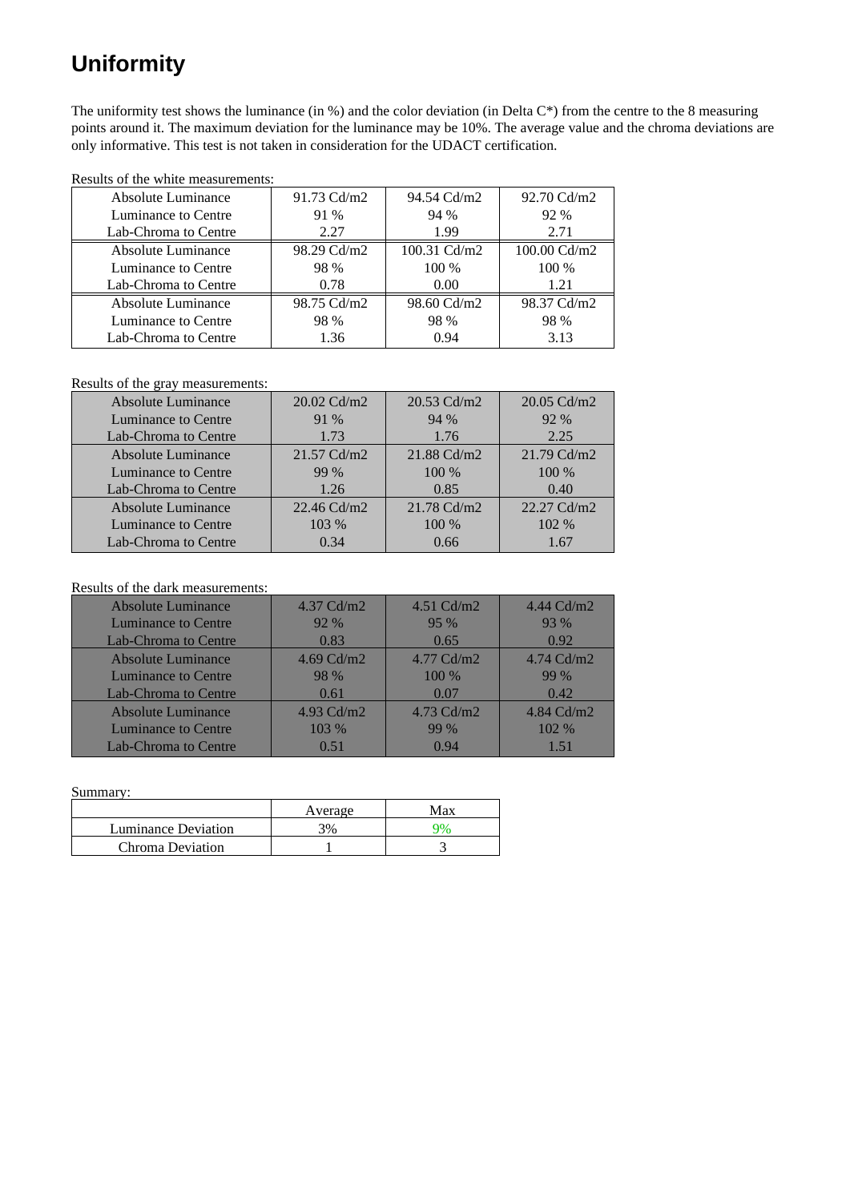# Uniformity

The uniformity test shows the luminance (in %) and the color deviation (in Delta C*) from the centre to the 8 measuring points around it. The maximum deviation for the luminance may be 10%. The average value and the chroma deviations are only informative. This test is not taken in consideration for the UDACT certification.

Results of the white measurements:

| | | | |
|---|---|---|---|
| Absolute Luminance | 91.73 Cd/m2 | 94.54 Cd/m2 | 92.70 Cd/m2 |
| Luminance to Centre | 91 % | 94 % | 92 % |
| Lab-Chroma to Centre | 2.27 | 1.99 | 2.71 |
| Absolute Luminance | 98.29 Cd/m2 | 100.31 Cd/m2 | 100.00 Cd/m2 |
| Luminance to Centre | 98 % | 100 % | 100 % |
| Lab-Chroma to Centre | 0.78 | 0.00 | 1.21 |
| Absolute Luminance | 98.75 Cd/m2 | 98.60 Cd/m2 | 98.37 Cd/m2 |
| Luminance to Centre | 98 % | 98 % | 98 % |
| Lab-Chroma to Centre | 1.36 | 0.94 | 3.13 |

Results of the gray measurements:

| | | | |
|---|---|---|---|
| Absolute Luminance | 20.02 Cd/m2 | 20.53 Cd/m2 | 20.05 Cd/m2 |
| Luminance to Centre | 91 % | 94 % | 92 % |
| Lab-Chroma to Centre | 1.73 | 1.76 | 2.25 |
| Absolute Luminance | 21.57 Cd/m2 | 21.88 Cd/m2 | 21.79 Cd/m2 |
| Luminance to Centre | 99 % | 100 % | 100 % |
| Lab-Chroma to Centre | 1.26 | 0.85 | 0.40 |
| Absolute Luminance | 22.46 Cd/m2 | 21.78 Cd/m2 | 22.27 Cd/m2 |
| Luminance to Centre | 103 % | 100 % | 102 % |
| Lab-Chroma to Centre | 0.34 | 0.66 | 1.67 |

Results of the dark measurements:

| | | | |
|---|---|---|---|
| Absolute Luminance | 4.37 Cd/m2 | 4.51 Cd/m2 | 4.44 Cd/m2 |
| Luminance to Centre | 92 % | 95 % | 93 % |
| Lab-Chroma to Centre | 0.83 | 0.65 | 0.92 |
| Absolute Luminance | 4.69 Cd/m2 | 4.77 Cd/m2 | 4.74 Cd/m2 |
| Luminance to Centre | 98 % | 100 % | 99 % |
| Lab-Chroma to Centre | 0.61 | 0.07 | 0.42 |
| Absolute Luminance | 4.93 Cd/m2 | 4.73 Cd/m2 | 4.84 Cd/m2 |
| Luminance to Centre | 103 % | 99 % | 102 % |
| Lab-Chroma to Centre | 0.51 | 0.94 | 1.51 |

Summary:

| | Average | Max |
|---|---|---|
| Luminance Deviation | 3% | 9% |
| Chroma Deviation | 1 | 3 |